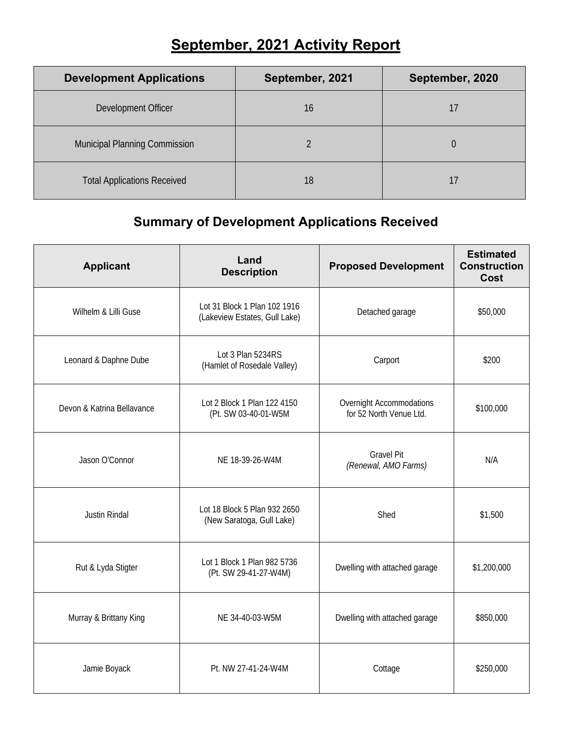# September, 2021 Activity Report

| Development Applications | September, 2021 | September, 2020 |
|---|---|---|
| Development Officer | 16 | 17 |
| Municipal Planning Commission | 2 | 0 |
| Total Applications Received | 18 | 17 |

## Summary of Development Applications Received

| Applicant | Land Description | Proposed Development | Estimated Construction Cost |
|---|---|---|---|
| Wilhelm & Lilli Guse | Lot 31 Block 1 Plan 102 1916 (Lakeview Estates, Gull Lake) | Detached garage | $50,000 |
| Leonard & Daphne Dube | Lot 3 Plan 5234RS (Hamlet of Rosedale Valley) | Carport | $200 |
| Devon & Katrina Bellavance | Lot 2 Block 1 Plan 122 4150 (Pt. SW 03-40-01-W5M | Overnight Accommodations for 52 North Venue Ltd. | $100,000 |
| Jason O'Connor | NE 18-39-26-W4M | Gravel Pit *(Renewal, AMO Farms)* | N/A |
| Justin Rindal | Lot 18 Block 5 Plan 932 2650 (New Saratoga, Gull Lake) | Shed | $1,500 |
| Rut & Lyda Stigter | Lot 1 Block 1 Plan 982 5736 (Pt. SW 29-41-27-W4M) | Dwelling with attached garage | $1,200,000 |
| Murray & Brittany King | NE 34-40-03-W5M | Dwelling with attached garage | $850,000 |
| Jamie Boyack | Pt. NW 27-41-24-W4M | Cottage | $250,000 |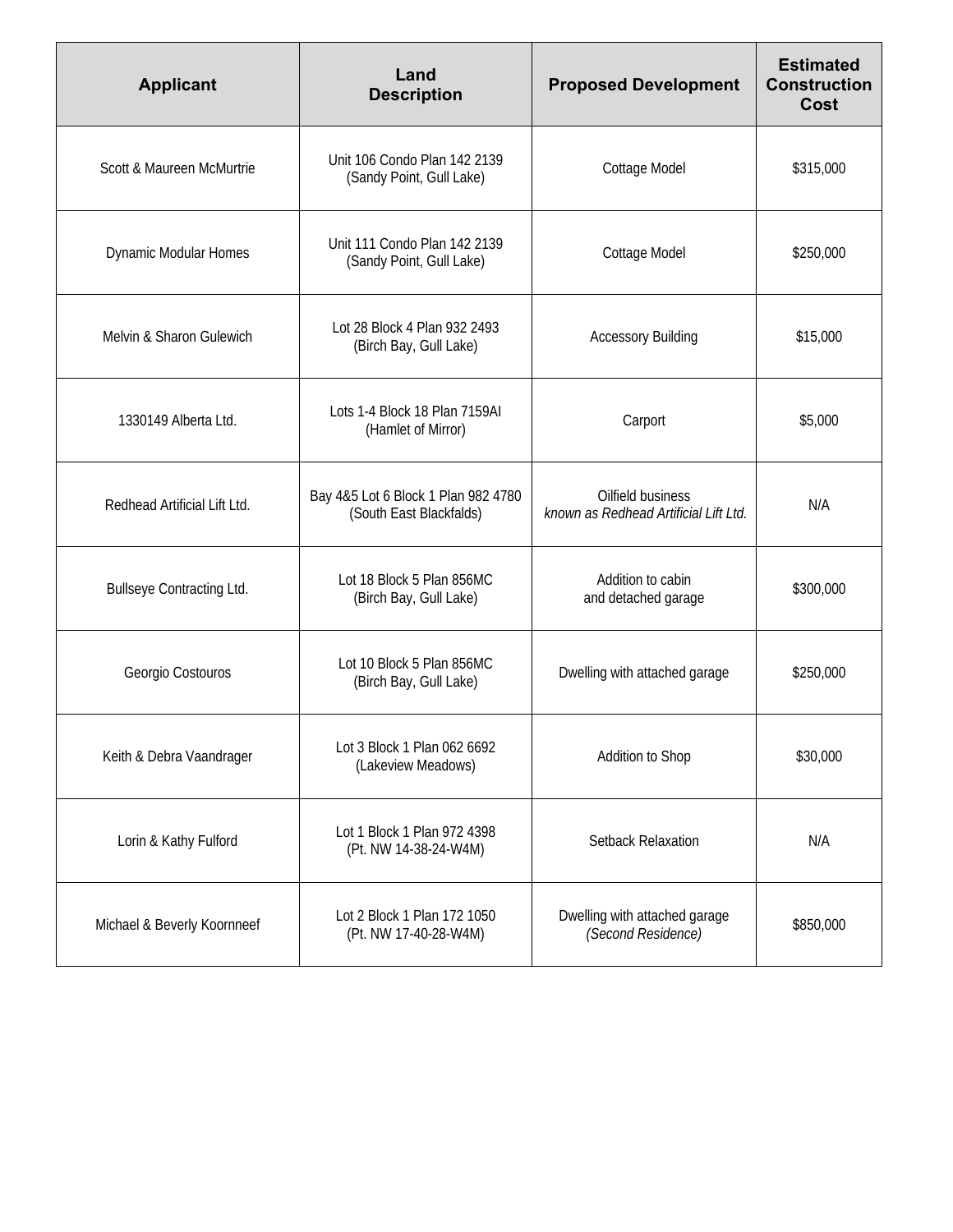| Applicant | Land Description | Proposed Development | Estimated Construction Cost |
|---|---|---|---|
| Scott & Maureen McMurtrie | Unit 106 Condo Plan 142 2139 (Sandy Point, Gull Lake) | Cottage Model | $315,000 |
| Dynamic Modular Homes | Unit 111 Condo Plan 142 2139 (Sandy Point, Gull Lake) | Cottage Model | $250,000 |
| Melvin & Sharon Gulewich | Lot 28 Block 4 Plan 932 2493 (Birch Bay, Gull Lake) | Accessory Building | $15,000 |
| 1330149 Alberta Ltd. | Lots 1-4 Block 18 Plan 7159AI (Hamlet of Mirror) | Carport | $5,000 |
| Redhead Artificial Lift Ltd. | Bay 4&5 Lot 6 Block 1 Plan 982 4780 (South East Blackfalds) | Oilfield business *known as Redhead Artificial Lift Ltd.* | N/A |
| Bullseye Contracting Ltd. | Lot 18 Block 5 Plan 856MC (Birch Bay, Gull Lake) | Addition to cabin and detached garage | $300,000 |
| Georgio Costouros | Lot 10 Block 5 Plan 856MC (Birch Bay, Gull Lake) | Dwelling with attached garage | $250,000 |
| Keith & Debra Vaandrager | Lot 3 Block 1 Plan 062 6692 (Lakeview Meadows) | Addition to Shop | $30,000 |
| Lorin & Kathy Fulford | Lot 1 Block 1 Plan 972 4398 (Pt. NW 14-38-24-W4M) | Setback Relaxation | N/A |
| Michael & Beverly Koornneef | Lot 2 Block 1 Plan 172 1050 (Pt. NW 17-40-28-W4M) | Dwelling with attached garage *(Second Residence)* | $850,000 |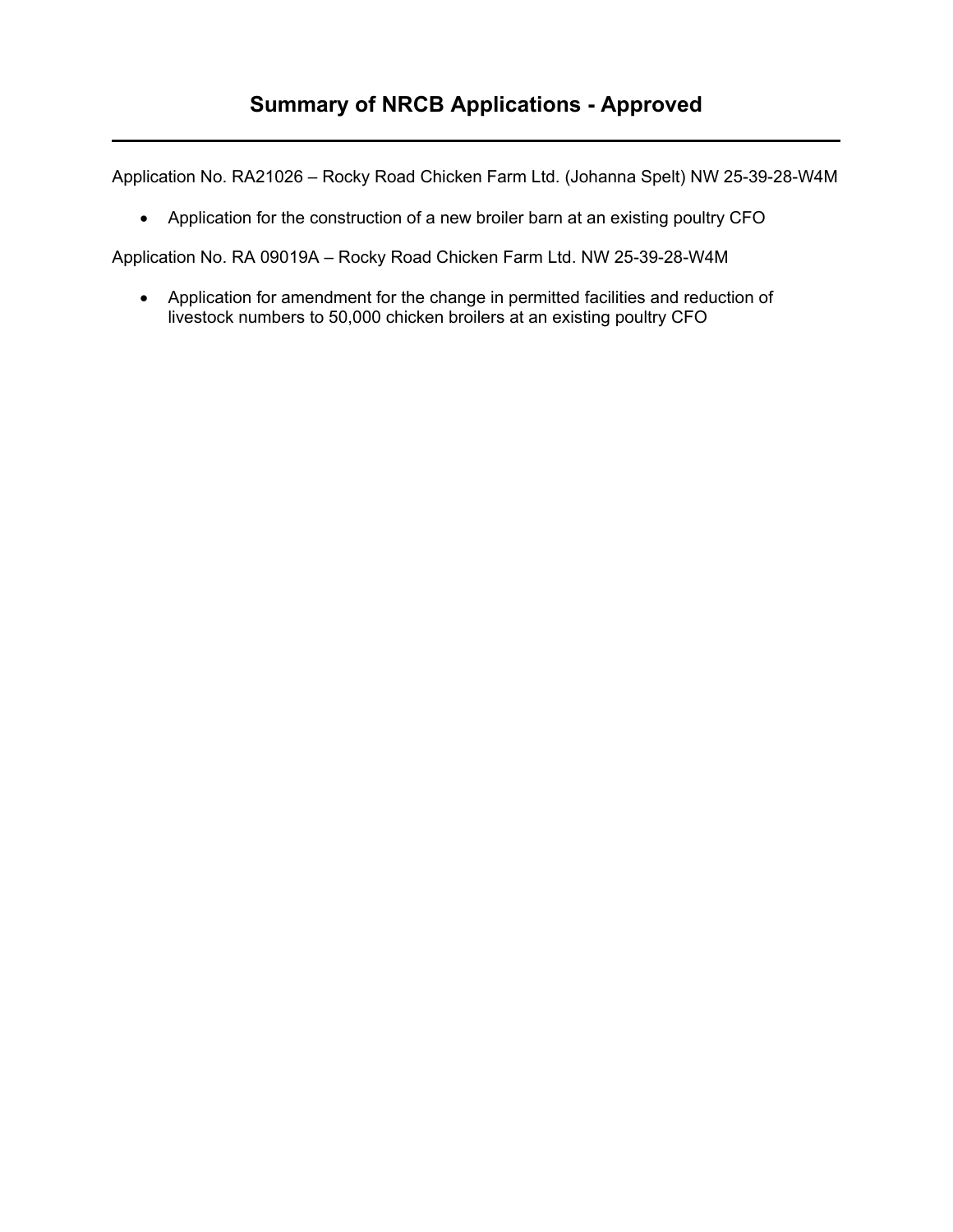# Summary of NRCB Applications - Approved

---

Application No. RA21026 – Rocky Road Chicken Farm Ltd. (Johanna Spelt) NW 25-39-28-W4M

- Application for the construction of a new broiler barn at an existing poultry CFO

Application No. RA 09019A – Rocky Road Chicken Farm Ltd. NW 25-39-28-W4M

- Application for amendment for the change in permitted facilities and reduction of livestock numbers to 50,000 chicken broilers at an existing poultry CFO